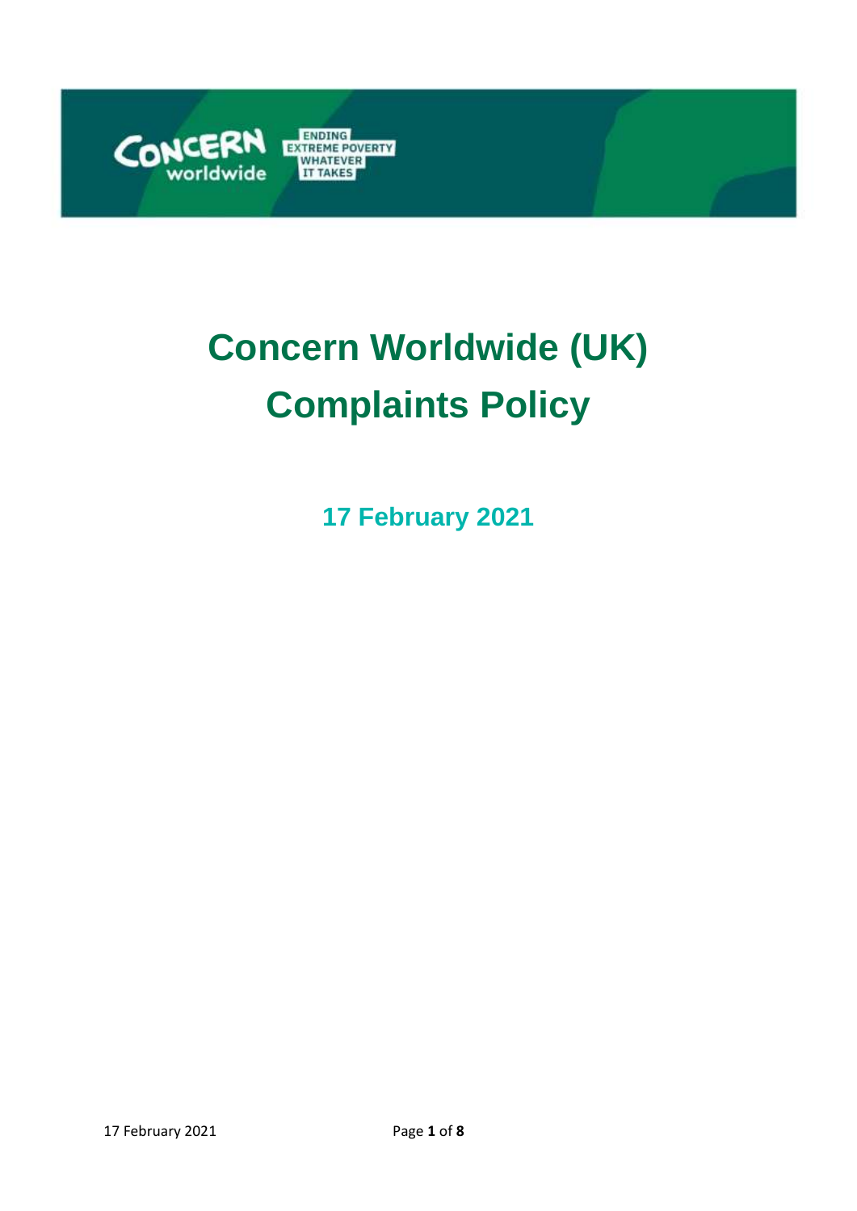# Concern Worldwide (UK) Complaints Policy

**17 February 2021**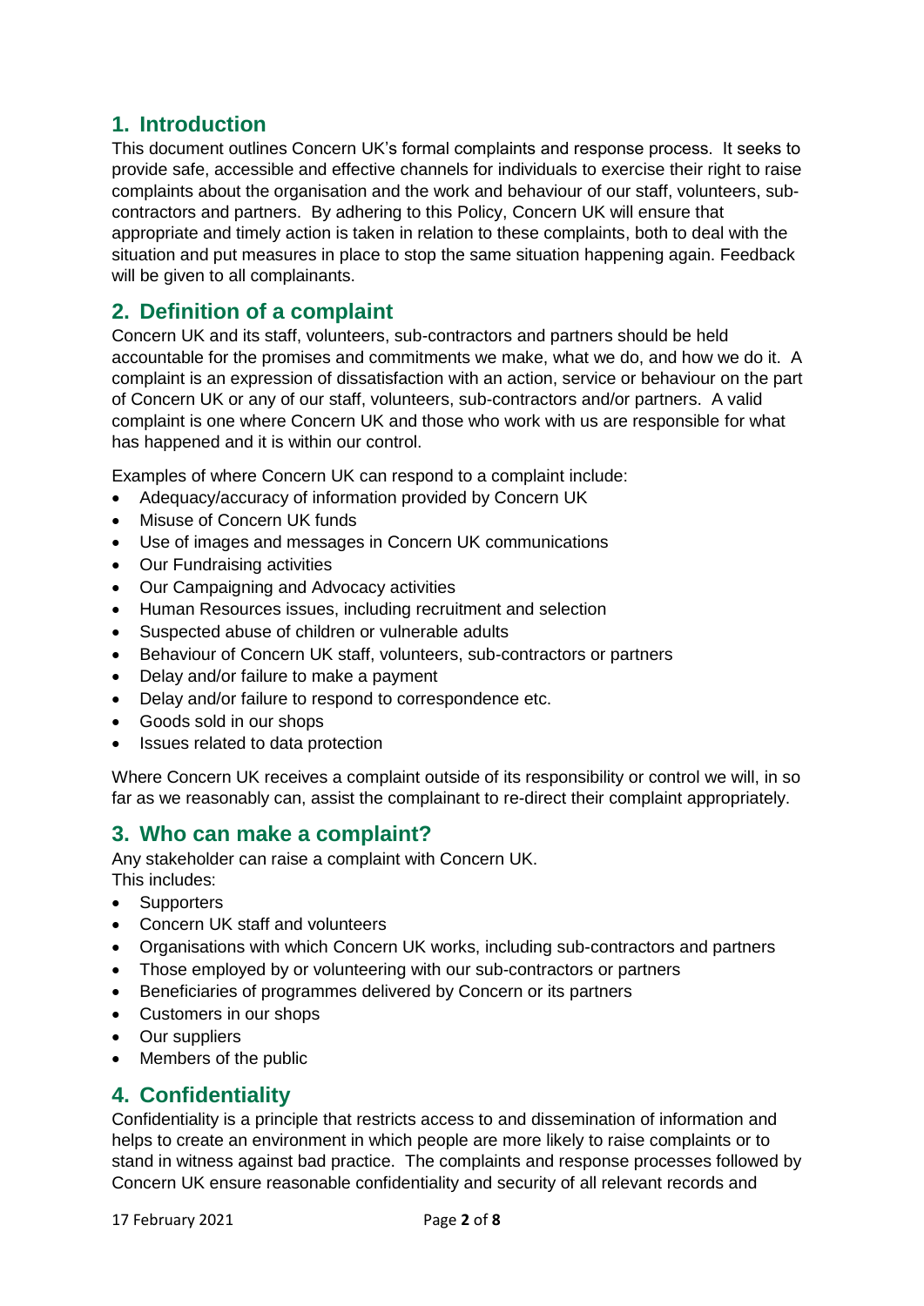## 1. Introduction

This document outlines Concern UK's formal complaints and response process. It seeks to provide safe, accessible and effective channels for individuals to exercise their right to raise complaints about the organisation and the work and behaviour of our staff, volunteers, sub-contractors and partners. By adhering to this Policy, Concern UK will ensure that appropriate and timely action is taken in relation to these complaints, both to deal with the situation and put measures in place to stop the same situation happening again. Feedback will be given to all complainants.

## 2. Definition of a complaint

Concern UK and its staff, volunteers, sub-contractors and partners should be held accountable for the promises and commitments we make, what we do, and how we do it. A complaint is an expression of dissatisfaction with an action, service or behaviour on the part of Concern UK or any of our staff, volunteers, sub-contractors and/or partners. A valid complaint is one where Concern UK and those who work with us are responsible for what has happened and it is within our control.

Examples of where Concern UK can respond to a complaint include:

- Adequacy/accuracy of information provided by Concern UK
- Misuse of Concern UK funds
- Use of images and messages in Concern UK communications
- Our Fundraising activities
- Our Campaigning and Advocacy activities
- Human Resources issues, including recruitment and selection
- Suspected abuse of children or vulnerable adults
- Behaviour of Concern UK staff, volunteers, sub-contractors or partners
- Delay and/or failure to make a payment
- Delay and/or failure to respond to correspondence etc.
- Goods sold in our shops
- Issues related to data protection

Where Concern UK receives a complaint outside of its responsibility or control we will, in so far as we reasonably can, assist the complainant to re-direct their complaint appropriately.

## 3. Who can make a complaint?

Any stakeholder can raise a complaint with Concern UK.
This includes:

- Supporters
- Concern UK staff and volunteers
- Organisations with which Concern UK works, including sub-contractors and partners
- Those employed by or volunteering with our sub-contractors or partners
- Beneficiaries of programmes delivered by Concern or its partners
- Customers in our shops
- Our suppliers
- Members of the public

## 4. Confidentiality

Confidentiality is a principle that restricts access to and dissemination of information and helps to create an environment in which people are more likely to raise complaints or to stand in witness against bad practice. The complaints and response processes followed by Concern UK ensure reasonable confidentiality and security of all relevant records and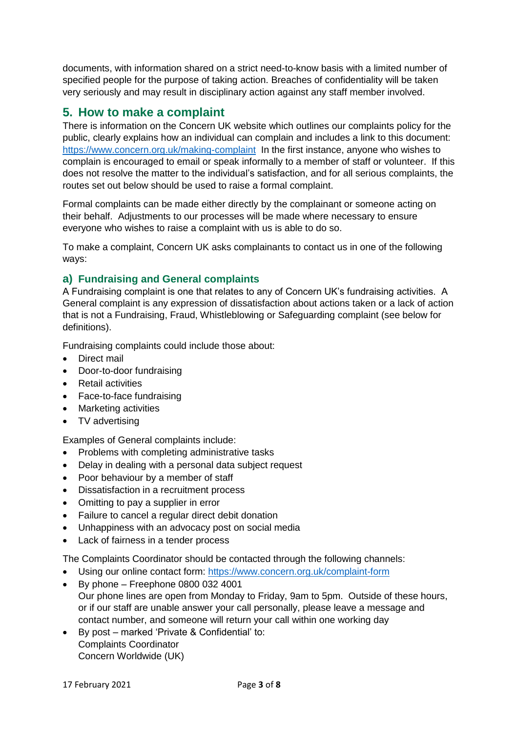documents, with information shared on a strict need-to-know basis with a limited number of specified people for the purpose of taking action. Breaches of confidentiality will be taken very seriously and may result in disciplinary action against any staff member involved.

## 5. How to make a complaint

There is information on the Concern UK website which outlines our complaints policy for the public, clearly explains how an individual can complain and includes a link to this document: https://www.concern.org.uk/making-complaint In the first instance, anyone who wishes to complain is encouraged to email or speak informally to a member of staff or volunteer. If this does not resolve the matter to the individual's satisfaction, and for all serious complaints, the routes set out below should be used to raise a formal complaint.

Formal complaints can be made either directly by the complainant or someone acting on their behalf. Adjustments to our processes will be made where necessary to ensure everyone who wishes to raise a complaint with us is able to do so.

To make a complaint, Concern UK asks complainants to contact us in one of the following ways:

### a) Fundraising and General complaints

A Fundraising complaint is one that relates to any of Concern UK's fundraising activities. A General complaint is any expression of dissatisfaction about actions taken or a lack of action that is not a Fundraising, Fraud, Whistleblowing or Safeguarding complaint (see below for definitions).

Fundraising complaints could include those about:

- Direct mail
- Door-to-door fundraising
- Retail activities
- Face-to-face fundraising
- Marketing activities
- TV advertising

Examples of General complaints include:

- Problems with completing administrative tasks
- Delay in dealing with a personal data subject request
- Poor behaviour by a member of staff
- Dissatisfaction in a recruitment process
- Omitting to pay a supplier in error
- Failure to cancel a regular direct debit donation
- Unhappiness with an advocacy post on social media
- Lack of fairness in a tender process

The Complaints Coordinator should be contacted through the following channels:

- Using our online contact form: https://www.concern.org.uk/complaint-form
- By phone – Freephone 0800 032 4001
  Our phone lines are open from Monday to Friday, 9am to 5pm. Outside of these hours, or if our staff are unable answer your call personally, please leave a message and contact number, and someone will return your call within one working day
- By post – marked 'Private & Confidential' to:
  Complaints Coordinator
  Concern Worldwide (UK)

17 February 2021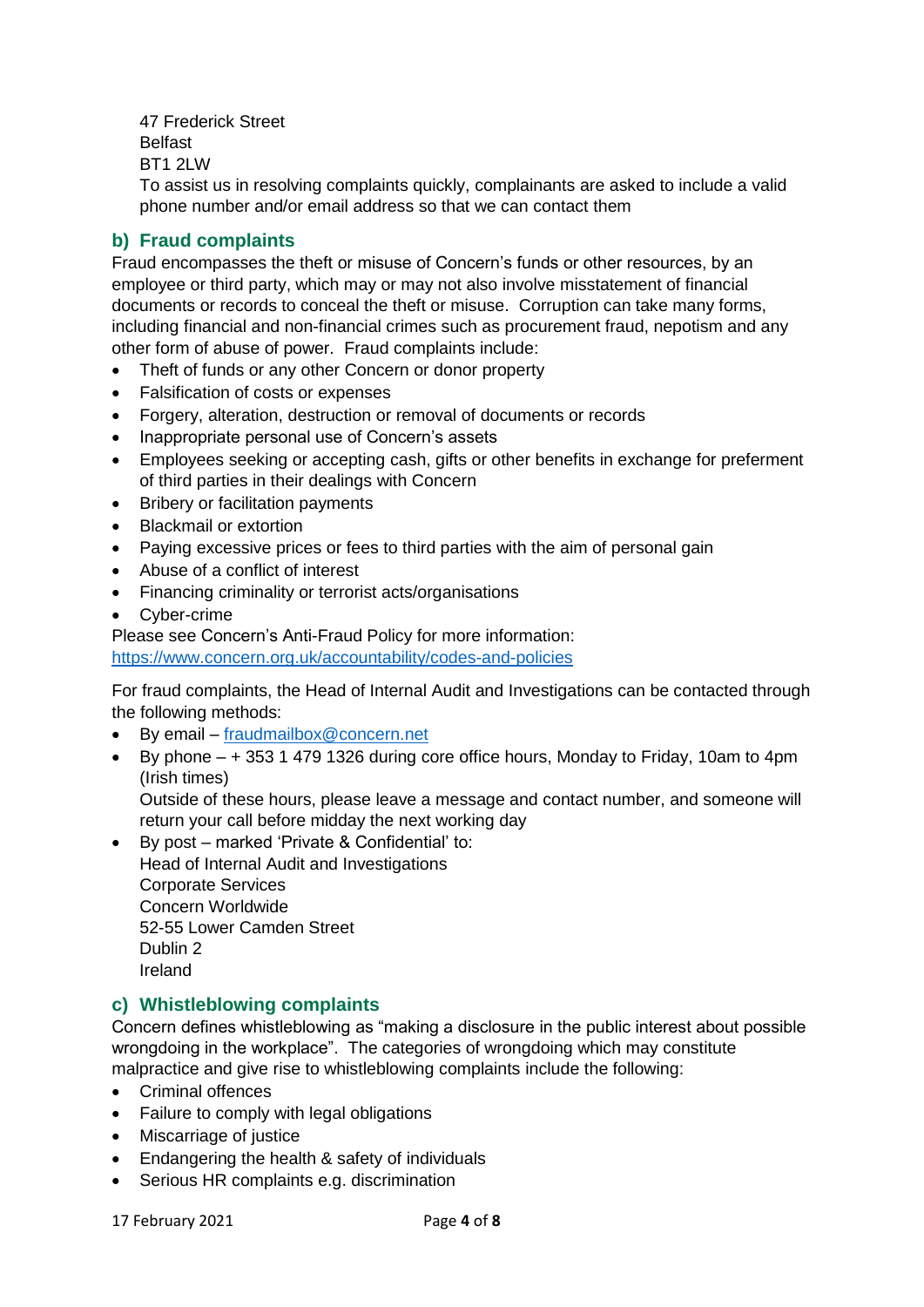47 Frederick Street
Belfast
BT1 2LW
To assist us in resolving complaints quickly, complainants are asked to include a valid phone number and/or email address so that we can contact them

## b) Fraud complaints

Fraud encompasses the theft or misuse of Concern's funds or other resources, by an employee or third party, which may or may not also involve misstatement of financial documents or records to conceal the theft or misuse. Corruption can take many forms, including financial and non-financial crimes such as procurement fraud, nepotism and any other form of abuse of power. Fraud complaints include:

- Theft of funds or any other Concern or donor property
- Falsification of costs or expenses
- Forgery, alteration, destruction or removal of documents or records
- Inappropriate personal use of Concern's assets
- Employees seeking or accepting cash, gifts or other benefits in exchange for preferment of third parties in their dealings with Concern
- Bribery or facilitation payments
- Blackmail or extortion
- Paying excessive prices or fees to third parties with the aim of personal gain
- Abuse of a conflict of interest
- Financing criminality or terrorist acts/organisations
- Cyber-crime

Please see Concern's Anti-Fraud Policy for more information:
https://www.concern.org.uk/accountability/codes-and-policies

For fraud complaints, the Head of Internal Audit and Investigations can be contacted through the following methods:

- By email – fraudmailbox@concern.net
- By phone – + 353 1 479 1326 during core office hours, Monday to Friday, 10am to 4pm (Irish times)
  Outside of these hours, please leave a message and contact number, and someone will return your call before midday the next working day
- By post – marked 'Private & Confidential' to:
  Head of Internal Audit and Investigations
  Corporate Services
  Concern Worldwide
  52-55 Lower Camden Street
  Dublin 2
  Ireland

## c) Whistleblowing complaints

Concern defines whistleblowing as "making a disclosure in the public interest about possible wrongdoing in the workplace". The categories of wrongdoing which may constitute malpractice and give rise to whistleblowing complaints include the following:

- Criminal offences
- Failure to comply with legal obligations
- Miscarriage of justice
- Endangering the health & safety of individuals
- Serious HR complaints e.g. discrimination

17 February 2021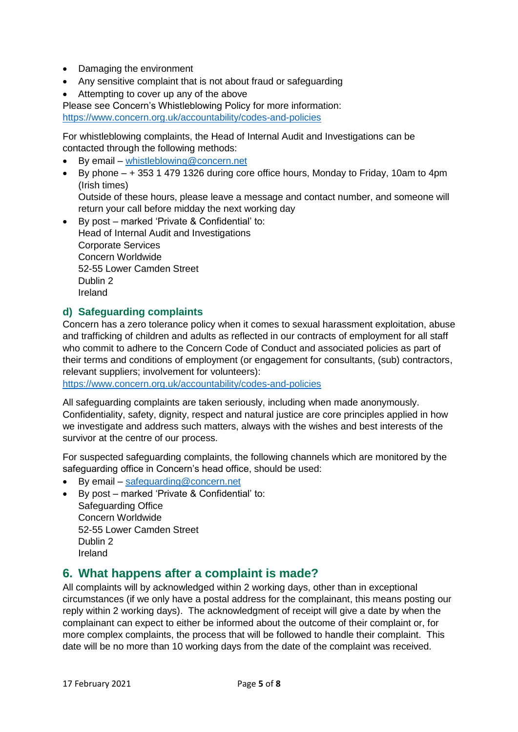- Damaging the environment
- Any sensitive complaint that is not about fraud or safeguarding
- Attempting to cover up any of the above

Please see Concern's Whistleblowing Policy for more information: https://www.concern.org.uk/accountability/codes-and-policies

For whistleblowing complaints, the Head of Internal Audit and Investigations can be contacted through the following methods:

- By email – whistleblowing@concern.net
- By phone – + 353 1 479 1326 during core office hours, Monday to Friday, 10am to 4pm (Irish times)
  Outside of these hours, please leave a message and contact number, and someone will return your call before midday the next working day
- By post – marked 'Private & Confidential' to:
  Head of Internal Audit and Investigations
  Corporate Services
  Concern Worldwide
  52-55 Lower Camden Street
  Dublin 2
  Ireland

### d) Safeguarding complaints

Concern has a zero tolerance policy when it comes to sexual harassment exploitation, abuse and trafficking of children and adults as reflected in our contracts of employment for all staff who commit to adhere to the Concern Code of Conduct and associated policies as part of their terms and conditions of employment (or engagement for consultants, (sub) contractors, relevant suppliers; involvement for volunteers):
https://www.concern.org.uk/accountability/codes-and-policies

All safeguarding complaints are taken seriously, including when made anonymously. Confidentiality, safety, dignity, respect and natural justice are core principles applied in how we investigate and address such matters, always with the wishes and best interests of the survivor at the centre of our process.

For suspected safeguarding complaints, the following channels which are monitored by the safeguarding office in Concern's head office, should be used:

- By email – safeguarding@concern.net
- By post – marked 'Private & Confidential' to:
  Safeguarding Office
  Concern Worldwide
  52-55 Lower Camden Street
  Dublin 2
  Ireland

## 6. What happens after a complaint is made?

All complaints will by acknowledged within 2 working days, other than in exceptional circumstances (if we only have a postal address for the complainant, this means posting our reply within 2 working days). The acknowledgment of receipt will give a date by when the complainant can expect to either be informed about the outcome of their complaint or, for more complex complaints, the process that will be followed to handle their complaint. This date will be no more than 10 working days from the date of the complaint was received.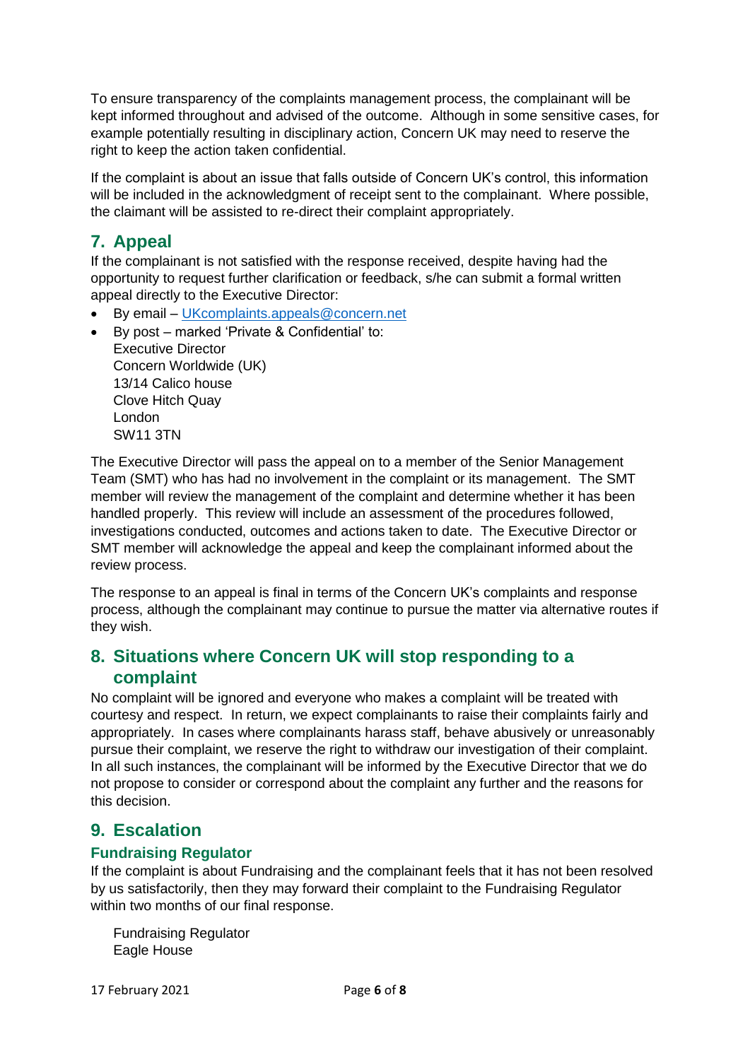To ensure transparency of the complaints management process, the complainant will be kept informed throughout and advised of the outcome. Although in some sensitive cases, for example potentially resulting in disciplinary action, Concern UK may need to reserve the right to keep the action taken confidential.

If the complaint is about an issue that falls outside of Concern UK's control, this information will be included in the acknowledgment of receipt sent to the complainant. Where possible, the claimant will be assisted to re-direct their complaint appropriately.

## 7. Appeal

If the complainant is not satisfied with the response received, despite having had the opportunity to request further clarification or feedback, s/he can submit a formal written appeal directly to the Executive Director:

- By email – UKcomplaints.appeals@concern.net
- By post – marked 'Private & Confidential' to:
  Executive Director
  Concern Worldwide (UK)
  13/14 Calico house
  Clove Hitch Quay
  London
  SW11 3TN

The Executive Director will pass the appeal on to a member of the Senior Management Team (SMT) who has had no involvement in the complaint or its management. The SMT member will review the management of the complaint and determine whether it has been handled properly. This review will include an assessment of the procedures followed, investigations conducted, outcomes and actions taken to date. The Executive Director or SMT member will acknowledge the appeal and keep the complainant informed about the review process.

The response to an appeal is final in terms of the Concern UK's complaints and response process, although the complainant may continue to pursue the matter via alternative routes if they wish.

## 8. Situations where Concern UK will stop responding to a complaint

No complaint will be ignored and everyone who makes a complaint will be treated with courtesy and respect. In return, we expect complainants to raise their complaints fairly and appropriately. In cases where complainants harass staff, behave abusively or unreasonably pursue their complaint, we reserve the right to withdraw our investigation of their complaint. In all such instances, the complainant will be informed by the Executive Director that we do not propose to consider or correspond about the complaint any further and the reasons for this decision.

## 9. Escalation

### Fundraising Regulator

If the complaint is about Fundraising and the complainant feels that it has not been resolved by us satisfactorily, then they may forward their complaint to the Fundraising Regulator within two months of our final response.

Fundraising Regulator
Eagle House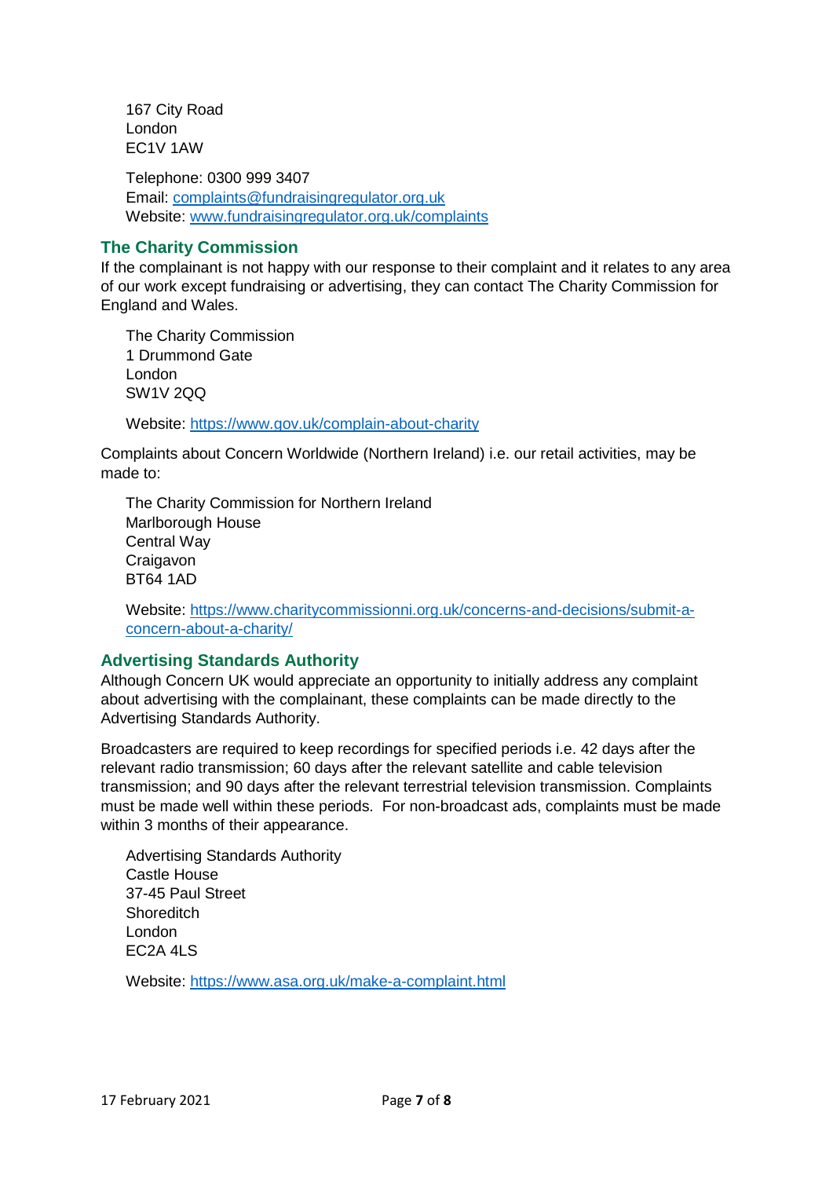167 City Road
London
EC1V 1AW

Telephone: 0300 999 3407
Email: complaints@fundraisingregulator.org.uk
Website: www.fundraisingregulator.org.uk/complaints

## The Charity Commission

If the complainant is not happy with our response to their complaint and it relates to any area of our work except fundraising or advertising, they can contact The Charity Commission for England and Wales.

The Charity Commission
1 Drummond Gate
London
SW1V 2QQ

Website: https://www.gov.uk/complain-about-charity

Complaints about Concern Worldwide (Northern Ireland) i.e. our retail activities, may be made to:

The Charity Commission for Northern Ireland
Marlborough House
Central Way
Craigavon
BT64 1AD

Website: https://www.charitycommissionni.org.uk/concerns-and-decisions/submit-a-concern-about-a-charity/

## Advertising Standards Authority

Although Concern UK would appreciate an opportunity to initially address any complaint about advertising with the complainant, these complaints can be made directly to the Advertising Standards Authority.

Broadcasters are required to keep recordings for specified periods i.e. 42 days after the relevant radio transmission; 60 days after the relevant satellite and cable television transmission; and 90 days after the relevant terrestrial television transmission. Complaints must be made well within these periods. For non-broadcast ads, complaints must be made within 3 months of their appearance.

Advertising Standards Authority
Castle House
37-45 Paul Street
Shoreditch
London
EC2A 4LS

Website: https://www.asa.org.uk/make-a-complaint.html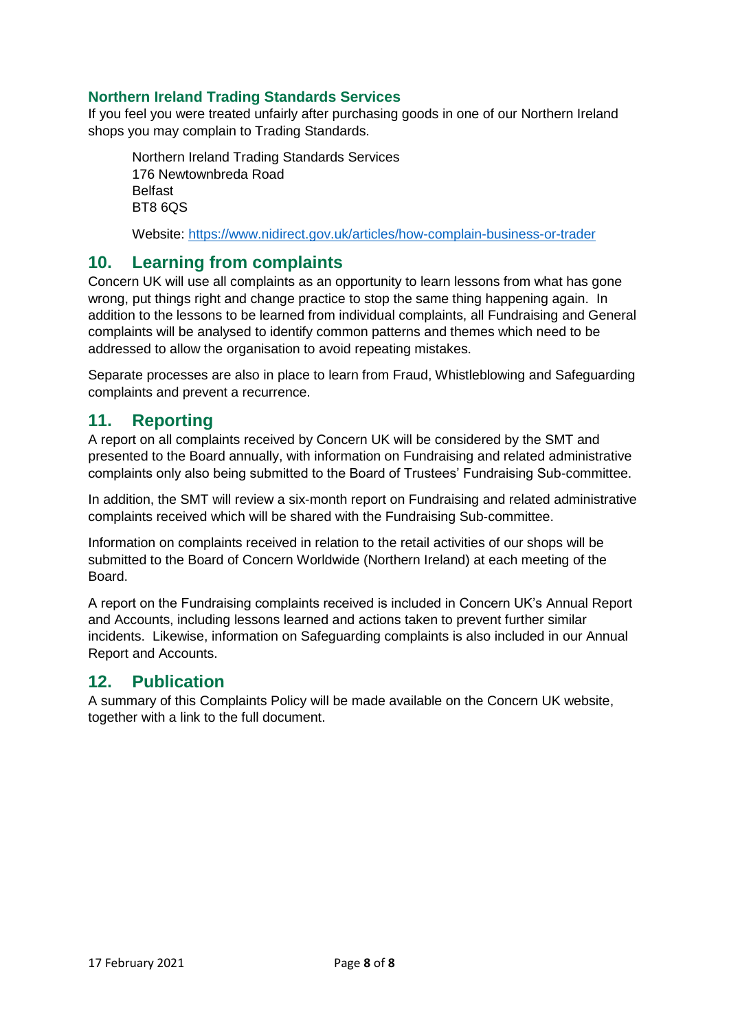### Northern Ireland Trading Standards Services

If you feel you were treated unfairly after purchasing goods in one of our Northern Ireland shops you may complain to Trading Standards.

> Northern Ireland Trading Standards Services
> 176 Newtownbreda Road
> Belfast
> BT8 6QS
>
> Website: https://www.nidirect.gov.uk/articles/how-complain-business-or-trader

## 10. Learning from complaints

Concern UK will use all complaints as an opportunity to learn lessons from what has gone wrong, put things right and change practice to stop the same thing happening again. In addition to the lessons to be learned from individual complaints, all Fundraising and General complaints will be analysed to identify common patterns and themes which need to be addressed to allow the organisation to avoid repeating mistakes.

Separate processes are also in place to learn from Fraud, Whistleblowing and Safeguarding complaints and prevent a recurrence.

## 11. Reporting

A report on all complaints received by Concern UK will be considered by the SMT and presented to the Board annually, with information on Fundraising and related administrative complaints only also being submitted to the Board of Trustees' Fundraising Sub-committee.

In addition, the SMT will review a six-month report on Fundraising and related administrative complaints received which will be shared with the Fundraising Sub-committee.

Information on complaints received in relation to the retail activities of our shops will be submitted to the Board of Concern Worldwide (Northern Ireland) at each meeting of the Board.

A report on the Fundraising complaints received is included in Concern UK's Annual Report and Accounts, including lessons learned and actions taken to prevent further similar incidents. Likewise, information on Safeguarding complaints is also included in our Annual Report and Accounts.

## 12. Publication

A summary of this Complaints Policy will be made available on the Concern UK website, together with a link to the full document.